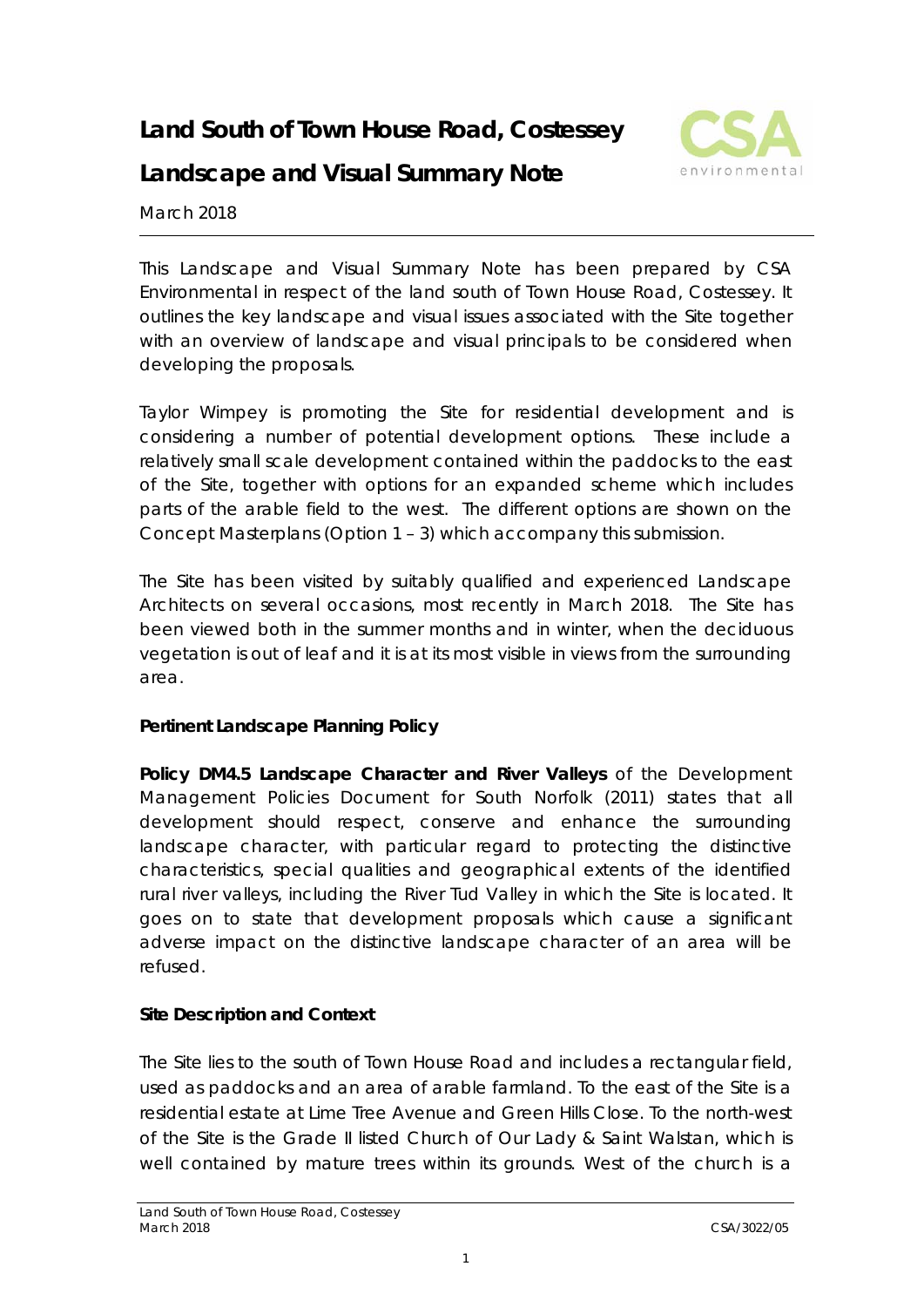# Land South of Town House Road, Costessey

# Landscape and Visual Summary Note

March 2018

This Landscape and Visual Summary Note has been prepared by CSA Environmental in respect of the land south of Town House Road, Costessey. It outlines the key landscape and visual issues associated with the Site together with an overview of landscape and visual principals to be considered when developing the proposals.

Taylor Wimpey is promoting the Site for residential development and is considering a number of potential development options. These include a relatively small scale development contained within the paddocks to the east of the Site, together with options for an expanded scheme which includes parts of the arable field to the west. The different options are shown on the Concept Masterplans (Option 1 – 3) which accompany this submission.

The Site has been visited by suitably qualified and experienced Landscape Architects on several occasions, most recently in March 2018. The Site has been viewed both in the summer months and in winter, when the deciduous vegetation is out of leaf and it is at its most visible in views from the surrounding area.

**Pertinent Landscape Planning Policy**

**Policy DM4.5 Landscape Character and River Valleys** of the Development Management Policies Document for South Norfolk (2011) states that all development should respect, conserve and enhance the surrounding landscape character, with particular regard to protecting the distinctive characteristics, special qualities and geographical extents of the identified rural river valleys, including the River Tud Valley in which the Site is located. It goes on to state that development proposals which cause a significant adverse impact on the distinctive landscape character of an area will be refused.

**Site Description and Context**

The Site lies to the south of Town House Road and includes a rectangular field, used as paddocks and an area of arable farmland. To the east of the Site is a residential estate at Lime Tree Avenue and Green Hills Close. To the north-west of the Site is the Grade II listed Church of Our Lady & Saint Walstan, which is well contained by mature trees within its grounds. West of the church is a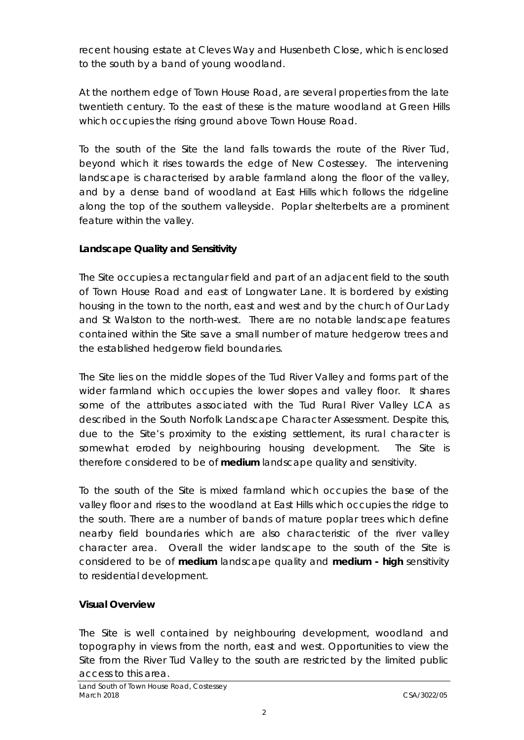recent housing estate at Cleves Way and Husenbeth Close, which is enclosed to the south by a band of young woodland.

At the northern edge of Town House Road, are several properties from the late twentieth century. To the east of these is the mature woodland at Green Hills which occupies the rising ground above Town House Road.

To the south of the Site the land falls towards the route of the River Tud, beyond which it rises towards the edge of New Costessey. The intervening landscape is characterised by arable farmland along the floor of the valley, and by a dense band of woodland at East Hills which follows the ridgeline along the top of the southern valleyside. Poplar shelterbelts are a prominent feature within the valley.

**Landscape Quality and Sensitivity**

The Site occupies a rectangular field and part of an adjacent field to the south of Town House Road and east of Longwater Lane. It is bordered by existing housing in the town to the north, east and west and by the church of Our Lady and St Walston to the north-west. There are no notable landscape features contained within the Site save a small number of mature hedgerow trees and the established hedgerow field boundaries.

The Site lies on the middle slopes of the Tud River Valley and forms part of the wider farmland which occupies the lower slopes and valley floor. It shares some of the attributes associated with the Tud Rural River Valley LCA as described in the South Norfolk Landscape Character Assessment. Despite this, due to the Site's proximity to the existing settlement, its rural character is somewhat eroded by neighbouring housing development. The Site is therefore considered to be of **medium** landscape quality and sensitivity.

To the south of the Site is mixed farmland which occupies the base of the valley floor and rises to the woodland at East Hills which occupies the ridge to the south. There are a number of bands of mature poplar trees which define nearby field boundaries which are also characteristic of the river valley character area. Overall the wider landscape to the south of the Site is considered to be of **medium** landscape quality and **medium - high** sensitivity to residential development.

**Visual Overview**

The Site is well contained by neighbouring development, woodland and topography in views from the north, east and west. Opportunities to view the Site from the River Tud Valley to the south are restricted by the limited public access to this area.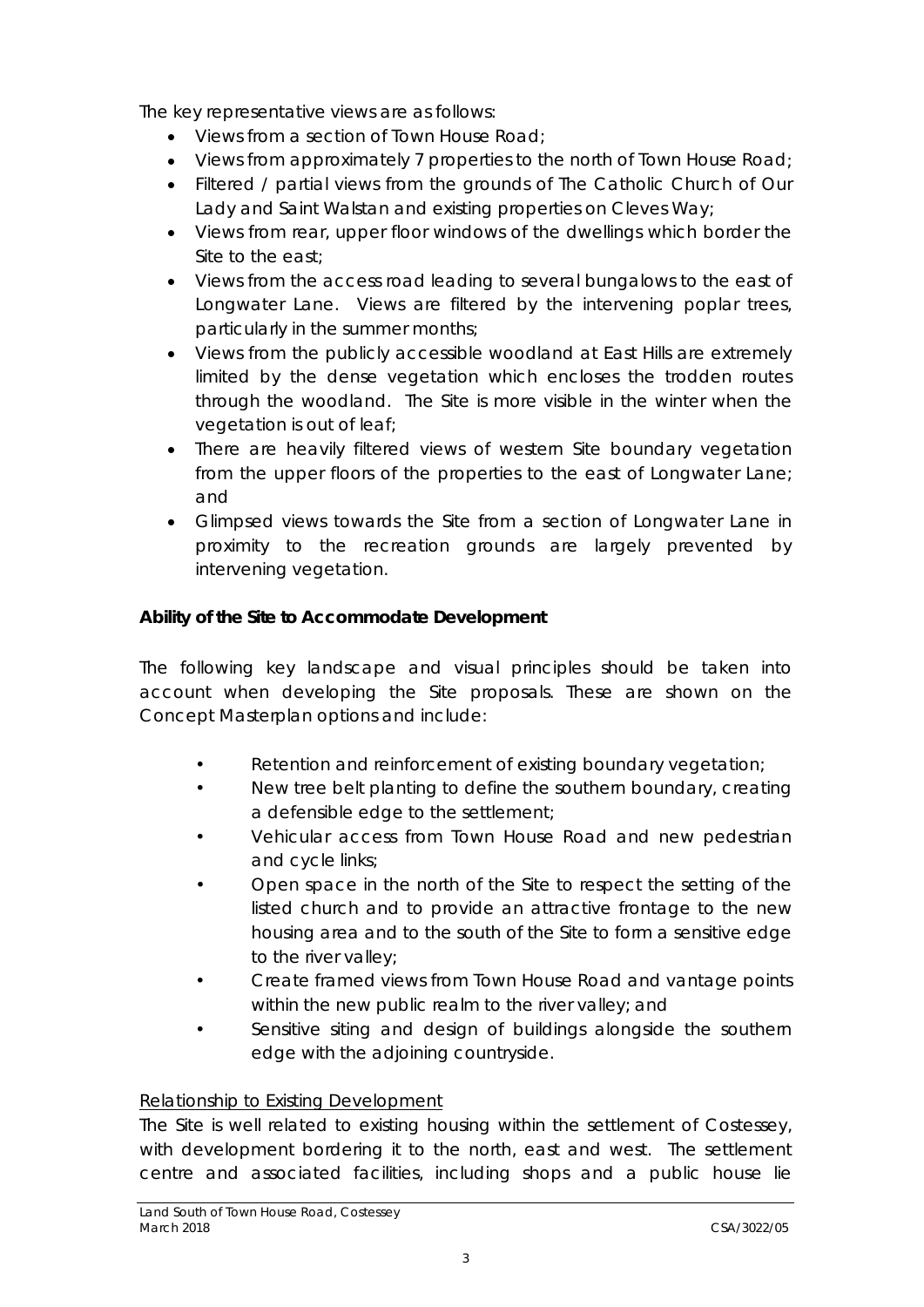The key representative views are as follows:

- Views from a section of Town House Road;
- Views from approximately 7 properties to the north of Town House Road;
- Filtered / partial views from the grounds of The Catholic Church of Our Lady and Saint Walstan and existing properties on Cleves Way;
- Views from rear, upper floor windows of the dwellings which border the Site to the east;
- Views from the access road leading to several bungalows to the east of Longwater Lane. Views are filtered by the intervening poplar trees, particularly in the summer months;
- Views from the publicly accessible woodland at East Hills are extremely limited by the dense vegetation which encloses the trodden routes through the woodland. The Site is more visible in the winter when the vegetation is out of leaf;
- There are heavily filtered views of western Site boundary vegetation from the upper floors of the properties to the east of Longwater Lane; and
- Glimpsed views towards the Site from a section of Longwater Lane in proximity to the recreation grounds are largely prevented by intervening vegetation.

**Ability of the Site to Accommodate Development**

The following key landscape and visual principles should be taken into account when developing the Site proposals. These are shown on the Concept Masterplan options and include:

- Retention and reinforcement of existing boundary vegetation;
- New tree belt planting to define the southern boundary, creating a defensible edge to the settlement;
- Vehicular access from Town House Road and new pedestrian and cycle links;
- Open space in the north of the Site to respect the setting of the listed church and to provide an attractive frontage to the new housing area and to the south of the Site to form a sensitive edge to the river valley;
- Create framed views from Town House Road and vantage points within the new public realm to the river valley; and
- Sensitive siting and design of buildings alongside the southern edge with the adjoining countryside.

<u>Relationship to Existing Development</u>

The Site is well related to existing housing within the settlement of Costessey, with development bordering it to the north, east and west. The settlement centre and associated facilities, including shops and a public house lie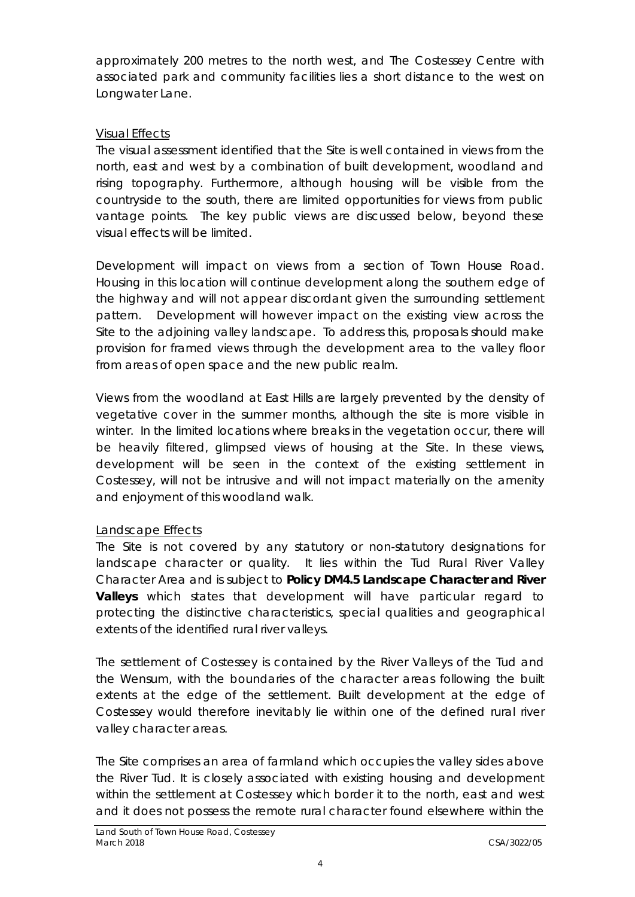approximately 200 metres to the north west, and The Costessey Centre with associated park and community facilities lies a short distance to the west on Longwater Lane.

Visual Effects

The visual assessment identified that the Site is well contained in views from the north, east and west by a combination of built development, woodland and rising topography. Furthermore, although housing will be visible from the countryside to the south, there are limited opportunities for views from public vantage points. The key public views are discussed below, beyond these visual effects will be limited.

Development will impact on views from a section of Town House Road. Housing in this location will continue development along the southern edge of the highway and will not appear discordant given the surrounding settlement pattern. Development will however impact on the existing view across the Site to the adjoining valley landscape. To address this, proposals should make provision for framed views through the development area to the valley floor from areas of open space and the new public realm.

Views from the woodland at East Hills are largely prevented by the density of vegetative cover in the summer months, although the site is more visible in winter. In the limited locations where breaks in the vegetation occur, there will be heavily filtered, glimpsed views of housing at the Site. In these views, development will be seen in the context of the existing settlement in Costessey, will not be intrusive and will not impact materially on the amenity and enjoyment of this woodland walk.

Landscape Effects

The Site is not covered by any statutory or non-statutory designations for landscape character or quality. It lies within the Tud Rural River Valley Character Area and is subject to **Policy DM4.5 Landscape Character and River Valleys** which states that development will have particular regard to protecting the distinctive characteristics, special qualities and geographical extents of the identified rural river valleys.

The settlement of Costessey is contained by the River Valleys of the Tud and the Wensum, with the boundaries of the character areas following the built extents at the edge of the settlement. Built development at the edge of Costessey would therefore inevitably lie within one of the defined rural river valley character areas.

The Site comprises an area of farmland which occupies the valley sides above the River Tud. It is closely associated with existing housing and development within the settlement at Costessey which border it to the north, east and west and it does not possess the remote rural character found elsewhere within the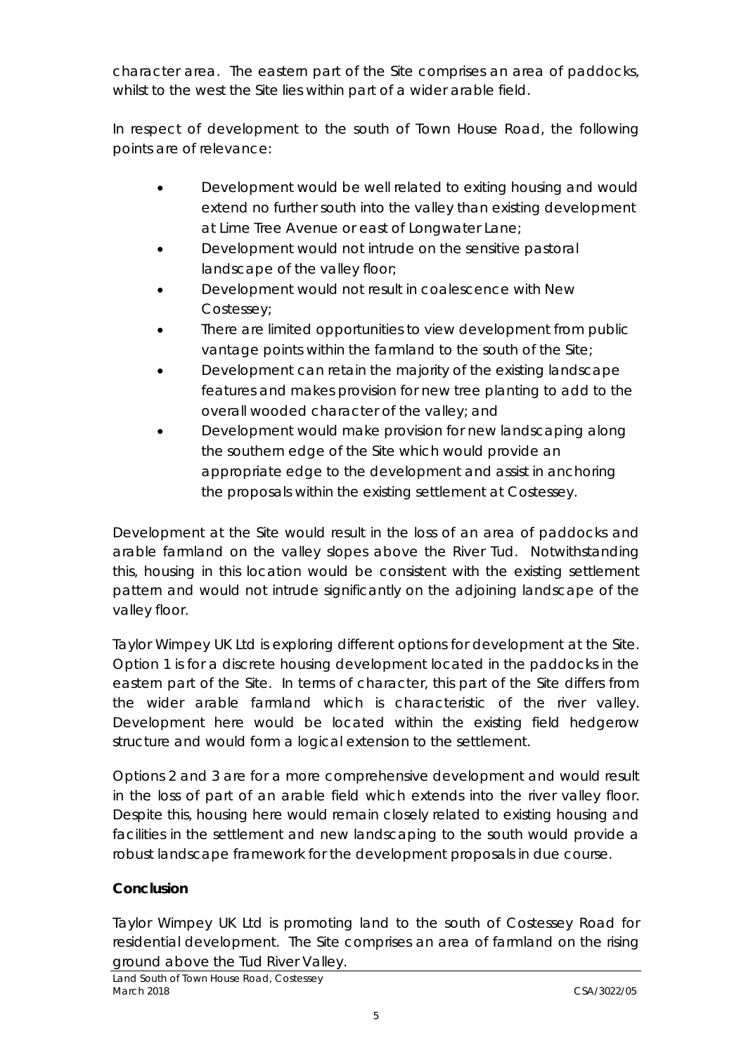character area. The eastern part of the Site comprises an area of paddocks, whilst to the west the Site lies within part of a wider arable field.

In respect of development to the south of Town House Road, the following points are of relevance:

- Development would be well related to exiting housing and would extend no further south into the valley than existing development at Lime Tree Avenue or east of Longwater Lane;
- Development would not intrude on the sensitive pastoral landscape of the valley floor;
- Development would not result in coalescence with New Costessey;
- There are limited opportunities to view development from public vantage points within the farmland to the south of the Site;
- Development can retain the majority of the existing landscape features and makes provision for new tree planting to add to the overall wooded character of the valley; and
- Development would make provision for new landscaping along the southern edge of the Site which would provide an appropriate edge to the development and assist in anchoring the proposals within the existing settlement at Costessey.

Development at the Site would result in the loss of an area of paddocks and arable farmland on the valley slopes above the River Tud. Notwithstanding this, housing in this location would be consistent with the existing settlement pattern and would not intrude significantly on the adjoining landscape of the valley floor.

Taylor Wimpey UK Ltd is exploring different options for development at the Site. Option 1 is for a discrete housing development located in the paddocks in the eastern part of the Site. In terms of character, this part of the Site differs from the wider arable farmland which is characteristic of the river valley. Development here would be located within the existing field hedgerow structure and would form a logical extension to the settlement.

Options 2 and 3 are for a more comprehensive development and would result in the loss of part of an arable field which extends into the river valley floor. Despite this, housing here would remain closely related to existing housing and facilities in the settlement and new landscaping to the south would provide a robust landscape framework for the development proposals in due course.

**Conclusion**

Taylor Wimpey UK Ltd is promoting land to the south of Costessey Road for residential development. The Site comprises an area of farmland on the rising ground above the Tud River Valley.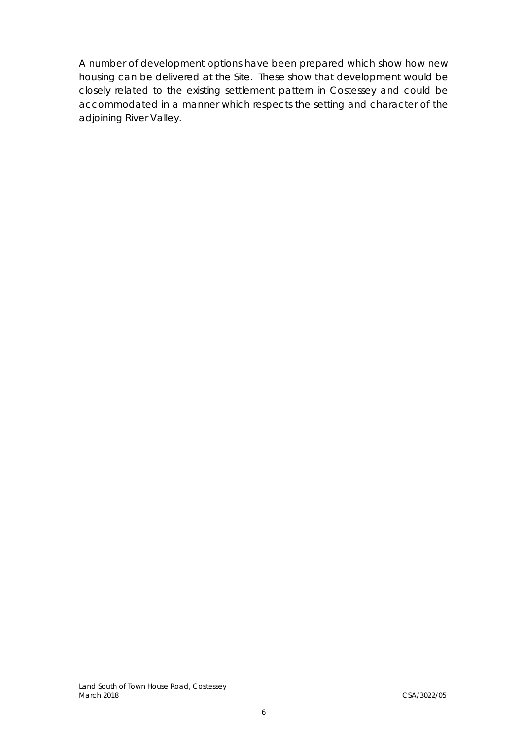A number of development options have been prepared which show how new housing can be delivered at the Site. These show that development would be closely related to the existing settlement pattern in Costessey and could be accommodated in a manner which respects the setting and character of the adjoining River Valley.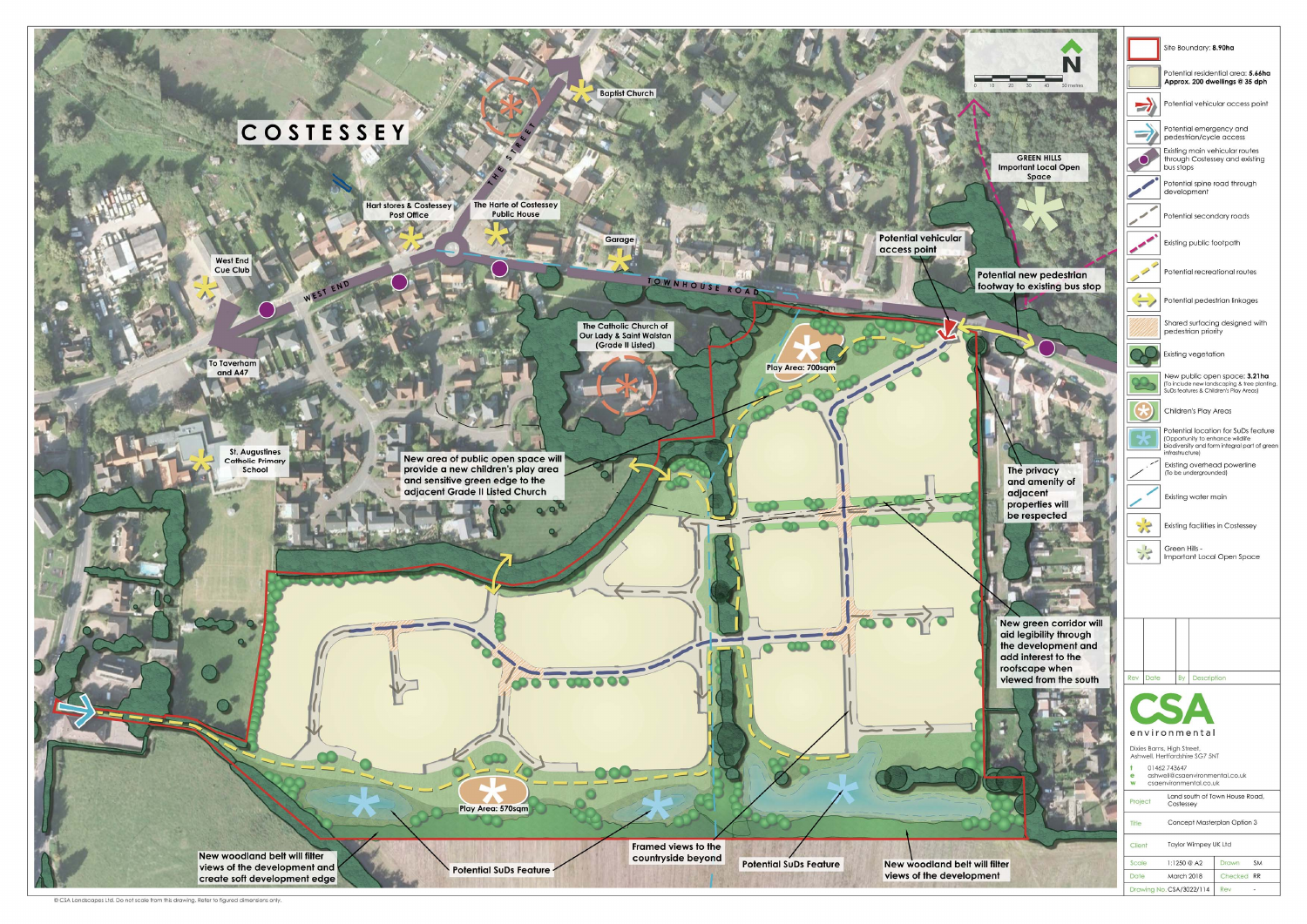# COSTESSEY

Baptist Church

THE STREET

Hart stores & Costessey Post Office

The Harte of Costessey Public House

Garage

West End Cue Club

WEST END

TOWNHOUSE ROAD

To Taverham and A47

The Catholic Church of Our Lady & Saint Walstan (Grade II Listed)

St. Augustines Catholic Primary School

Potential vehicular access point

GREEN HILLS Important Local Open Space

Potential new pedestrian footway to existing bus stop

Play Area: 700sqm

New area of public open space will provide a new children's play area and sensitive green edge to the adjacent Grade II Listed Church

The privacy and amenity of adjacent properties will be respected

New green corridor will aid legibility through the development and add interest to the roofscape when viewed from the south

Play Area: 570sqm

New woodland belt will filter views of the development and create soft development edge

Potential SuDs Feature

Framed views to the countryside beyond

Potential SuDs Feature

New woodland belt will filter views of the development

0 10 20 30 40 50 metres

N

| | |
|---|---|
| | Site Boundary: **8.90ha** |
| | Potential residential area: **5.66ha Approx. 200 dwellings @ 35 dph** |
| | Potential vehicular access point |
| | Potential emergency and pedestrian/cycle access |
| | Existing main vehicular routes through Costessey and existing bus stops |
| | Potential spine road through development |
| | Potential secondary roads |
| | Existing public footpath |
| | Potential recreational routes |
| | Potential pedestrian linkages |
| | Shared surfacing designed with pedestrian priority |
| | Existing vegetation |
| | New public open space: **3.21ha** (To include new landscaping & tree planting, SuDs features & Children's Play Areas) |
| | Children's Play Areas |
| | Potential location for SuDs feature (Opportunity to enhance wildlife biodiversity and form integral part of green infrastructure) |
| | Existing overhead powerline (To be undergrounded) |
| | Existing water main |
| | Existing facilities in Costessey |
| | Green Hills - Important Local Open Space |

| Rev | Date | By | Description |
|---|---|---|---|

**CSA environmental**

Dixies Barns, High Street, Ashwell, Hertfordshire SG7 5NT

t 01462 743647
e ashwell@csaenvironmental.co.uk
w csaenvironmental.co.uk

| | | | |
|---|---|---|---|
| Project | Land south of Town House Road, Costessey | | |
| Title | Concept Masterplan Option 3 | | |
| Client | Taylor Wimpey UK Ltd | | |
| Scale | 1:1250 @ A2 | Drawn | SM |
| Date | March 2018 | Checked | RR |
| Drawing No. | CSA/3022/114 | Rev | - |

© CSA Landscapes Ltd. Do not scale from this drawing. Refer to figured dimensions only.